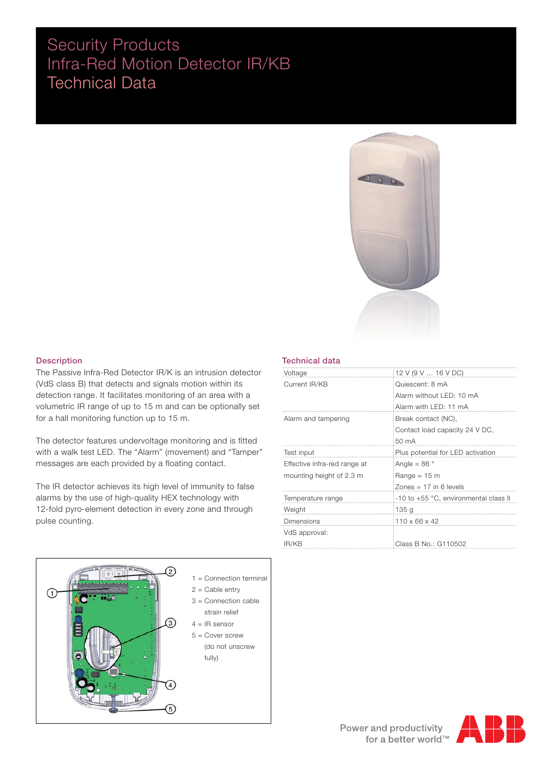# Security Products
# Infra-Red Motion Detector IR/KB
# Technical Data

## Description

The Passive Infra-Red Detector IR/K is an intrusion detector (VdS class B) that detects and signals motion within its detection range. It facilitates monitoring of an area with a volumetric IR range of up to 15 m and can be optionally set for a hall monitoring function up to 15 m.

The detector features undervoltage monitoring and is fitted with a walk test LED. The "Alarm" (movement) and "Tamper" messages are each provided by a floating contact.

The IR detector achieves its high level of immunity to false alarms by the use of high-quality HEX technology with 12-fold pyro-element detection in every zone and through pulse counting.

1 = Connection terminal
2 = Cable entry
3 = Connection cable strain relief
4 = IR sensor
5 = Cover screw (do not unscrew fully)

## Technical data

| | |
|---|---|
| Voltage | 12 V (9 V ... 16 V DC) |
| Current IR/KB | Quiescent: 8 mA<br>Alarm without LED: 10 mA<br>Alarm with LED: 11 mA |
| Alarm and tampering | Break contact (NC),<br>Contact load capacity 24 V DC,<br>50 mA |
| Test input | Plus potential for LED activation |
| Effective infra-red range at mounting height of 2.3 m | Angle = 86 °<br>Range = 15 m<br>Zones = 17 in 6 levels |
| Temperature range | -10 to +55 °C, environmental class II |
| Weight | 135 g |
| Dimensions | 110 x 66 x 42 |
| VdS approval:<br>IR/KB | Class B No.: G110502 |

Power and productivity for a better world™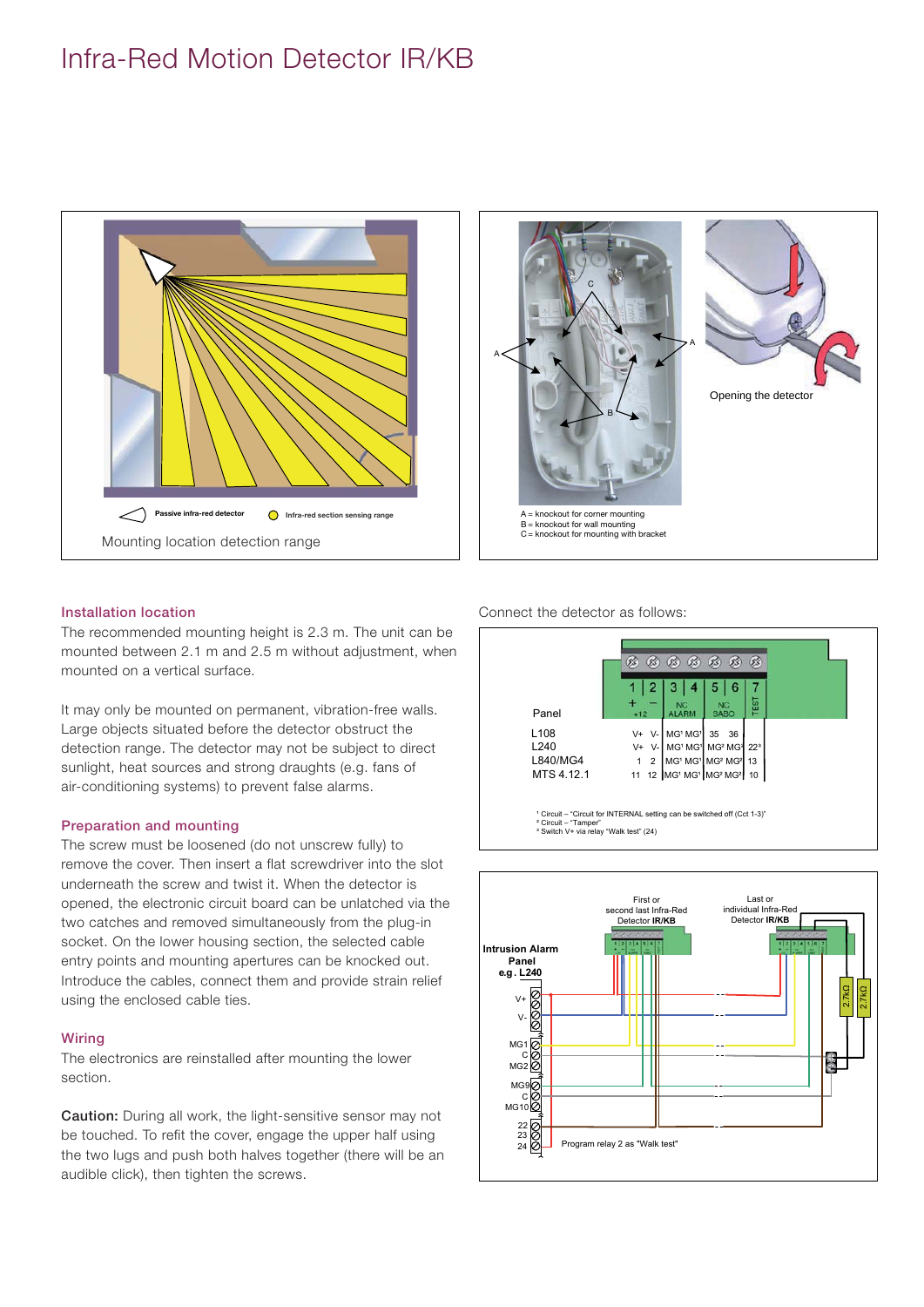# Infra-Red Motion Detector IR/KB

Passive infra-red detector    Infra-red section sensing range

Mounting location detection range

C

A    A

B

Opening the detector

A = knockout for corner mounting
B = knockout for wall mounting
C = knockout for mounting with bracket

## Installation location

The recommended mounting height is 2.3 m. The unit can be mounted between 2.1 m and 2.5 m without adjustment, when mounted on a vertical surface.

It may only be mounted on permanent, vibration-free walls. Large objects situated before the detector obstruct the detection range. The detector may not be subject to direct sunlight, heat sources and strong draughts (e.g. fans of air-conditioning systems) to prevent false alarms.

## Preparation and mounting

The screw must be loosened (do not unscrew fully) to remove the cover. Then insert a flat screwdriver into the slot underneath the screw and twist it. When the detector is opened, the electronic circuit board can be unlatched via the two catches and removed simultaneously from the plug-in socket. On the lower housing section, the selected cable entry points and mounting apertures can be knocked out. Introduce the cables, connect them and provide strain relief using the enclosed cable ties.

## Wiring

The electronics are reinstalled after mounting the lower section.

**Caution:** During all work, the light-sensitive sensor may not be touched. To refit the cover, engage the upper half using the two lugs and push both halves together (there will be an audible click), then tighten the screws.

Connect the detector as follows:

| Panel | 1 (+ / +12) | 2 (– ) | 3 (NC ALARM) | 4 (NC ALARM) | 5 (NC SABO) | 6 (NC SABO) | 7 (TEST) |
|---|---|---|---|---|---|---|---|
| L108 | V+ | V- | MG[1] | MG[1] | 35 | 36 | |
| L240 | V+ | V- | MG[1] | MG[1] | MG[2] | MG[2] | 22[3] |
| L840/MG4 | 1 | 2 | MG[1] | MG[1] | MG[2] | MG[2] | 13 |
| MTS 4.12.1 | 11 | 12 | MG[1] | MG[1] | MG[2] | MG[2] | 10 |

[1] Circuit – "Circuit for INTERNAL setting can be switched off (Cct 1-3)"
[2] Circuit – "Tamper"
[3] Switch V+ via relay "Walk test" (24)

Intrusion Alarm Panel e.g. L240

First or second last Infra-Red Detector **IR/KB**

Last or individual Infra-Red Detector **IR/KB**

V+, V-, MG1, C, MG2, MG9, C, MG10, 22, 23, 24

2.7kΩ    2.7kΩ

Program relay 2 as "Walk test"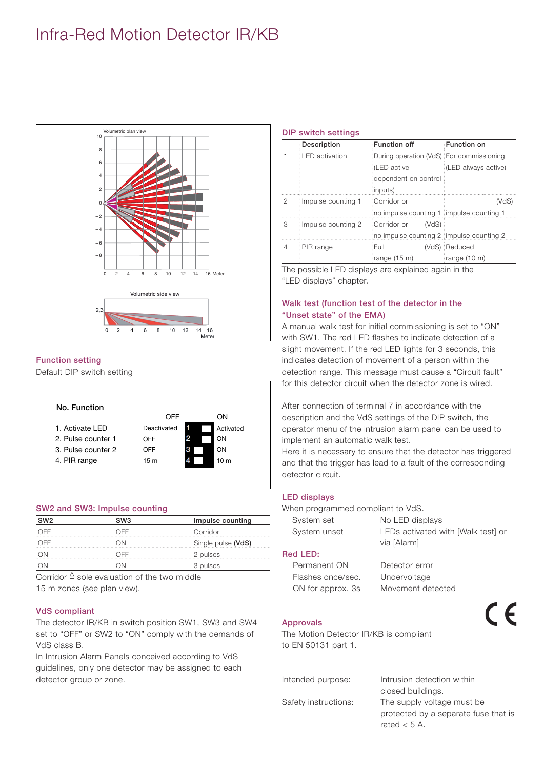# Infra-Red Motion Detector IR/KB

Volumetric plan view

Volumetric side view

## Function setting

Default DIP switch setting

| No. Function | OFF | | ON |
|---|---|---|---|
| 1. Activate LED | Deactivated | 1 | Activated |
| 2. Pulse counter 1 | OFF | 2 | ON |
| 3. Pulse counter 2 | OFF | 3 | ON |
| 4. PIR range | 15 m | 4 | 10 m |

## SW2 and SW3: Impulse counting

| SW2 | SW3 | Impulse counting |
|---|---|---|
| OFF | OFF | Corridor |
| OFF | ON | Single pulse **(VdS)** |
| ON | OFF | 2 pulses |
| ON | ON | 3 pulses |

Corridor ≙ sole evaluation of the two middle 15 m zones (see plan view).

## VdS compliant

The detector IR/KB in switch position SW1, SW3 and SW4 set to "OFF" or SW2 to "ON" comply with the demands of VdS class B.

In Intrusion Alarm Panels conceived according to VdS guidelines, only one detector may be assigned to each detector group or zone.

## DIP switch settings

| | Description | Function off | Function on |
|---|---|---|---|
| 1 | LED activation | During operation (VdS) (LED active dependent on control inputs) | For commissioning (LED always active) |
| 2 | Impulse counting 1 | Corridor or no impulse counting 1 | (VdS) impulse counting 1 |
| 3 | Impulse counting 2 | Corridor or (VdS) no impulse counting 2 | impulse counting 2 |
| 4 | PIR range | Full (VdS) range (15 m) | Reduced range (10 m) |

The possible LED displays are explained again in the "LED displays" chapter.

## Walk test (function test of the detector in the "Unset state" of the EMA)

A manual walk test for initial commissioning is set to "ON" with SW1. The red LED flashes to indicate detection of a slight movement. If the red LED lights for 3 seconds, this indicates detection of movement of a person within the detection range. This message must cause a "Circuit fault" for this detector circuit when the detector zone is wired.

After connection of terminal 7 in accordance with the description and the VdS settings of the DIP switch, the operator menu of the intrusion alarm panel can be used to implement an automatic walk test.

Here it is necessary to ensure that the detector has triggered and that the trigger has lead to a fault of the corresponding detector circuit.

## LED displays

When programmed compliant to VdS.

| | |
|---|---|
| System set | No LED displays |
| System unset | LEDs activated with [Walk test] or via [Alarm] |

**Red LED:**

| | |
|---|---|
| Permanent ON | Detector error |
| Flashes once/sec. | Undervoltage |
| ON for approx. 3s | Movement detected |

## Approvals

The Motion Detector IR/KB is compliant to EN 50131 part 1.

| | |
|---|---|
| Intended purpose: | Intrusion detection within closed buildings. |
| Safety instructions: | The supply voltage must be protected by a separate fuse that is rated < 5 A. |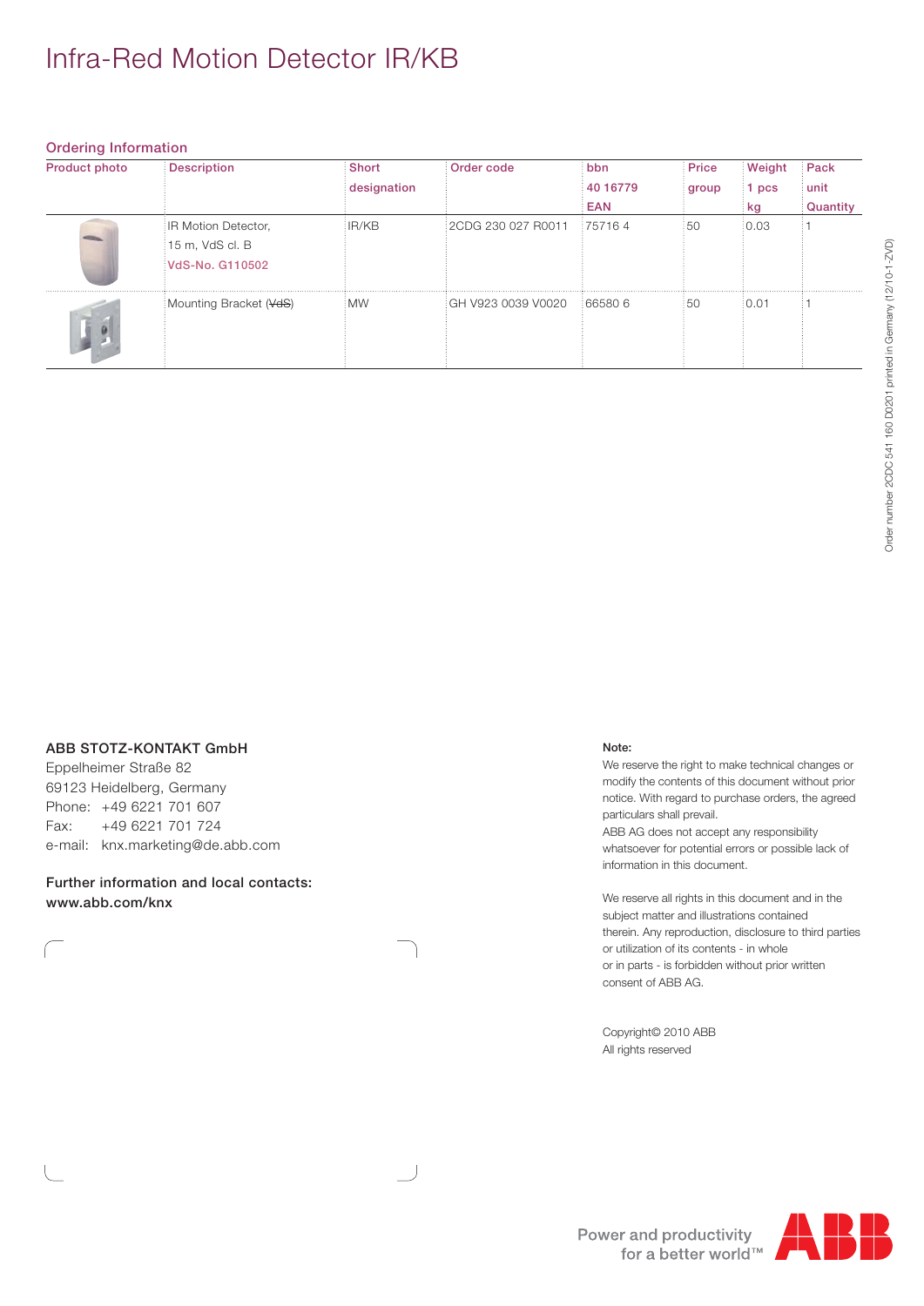# Infra-Red Motion Detector IR/KB

## Ordering Information

| Product photo | Description | Short designation | Order code | bbn 40 16779 EAN | Price group | Weight 1 pcs kg | Pack unit Quantity |
|---|---|---|---|---|---|---|---|
| | IR Motion Detector, 15 m, VdS cl. B **VdS-No. G110502** | IR/KB | 2CDG 230 027 R0011 | 75716 4 | 50 | 0.03 | 1 |
| | Mounting Bracket (~~VdS~~) | MW | GH V923 0039 V0020 | 66580 6 | 50 | 0.01 | 1 |

**ABB STOTZ-KONTAKT GmbH**
Eppelheimer Straße 82
69123 Heidelberg, Germany
Phone: +49 6221 701 607
Fax: +49 6221 701 724
e-mail: knx.marketing@de.abb.com

**Further information and local contacts:**
**www.abb.com/knx**

**Note:**
We reserve the right to make technical changes or modify the contents of this document without prior notice. With regard to purchase orders, the agreed particulars shall prevail.
ABB AG does not accept any responsibility whatsoever for potential errors or possible lack of information in this document.

We reserve all rights in this document and in the subject matter and illustrations contained therein. Any reproduction, disclosure to third parties or utilization of its contents - in whole or in parts - is forbidden without prior written consent of ABB AG.

Copyright© 2010 ABB
All rights reserved

Order number 2CDC 541 160 D0201 printed in Germany (12/10-1-ZVD)

Power and productivity for a better world™